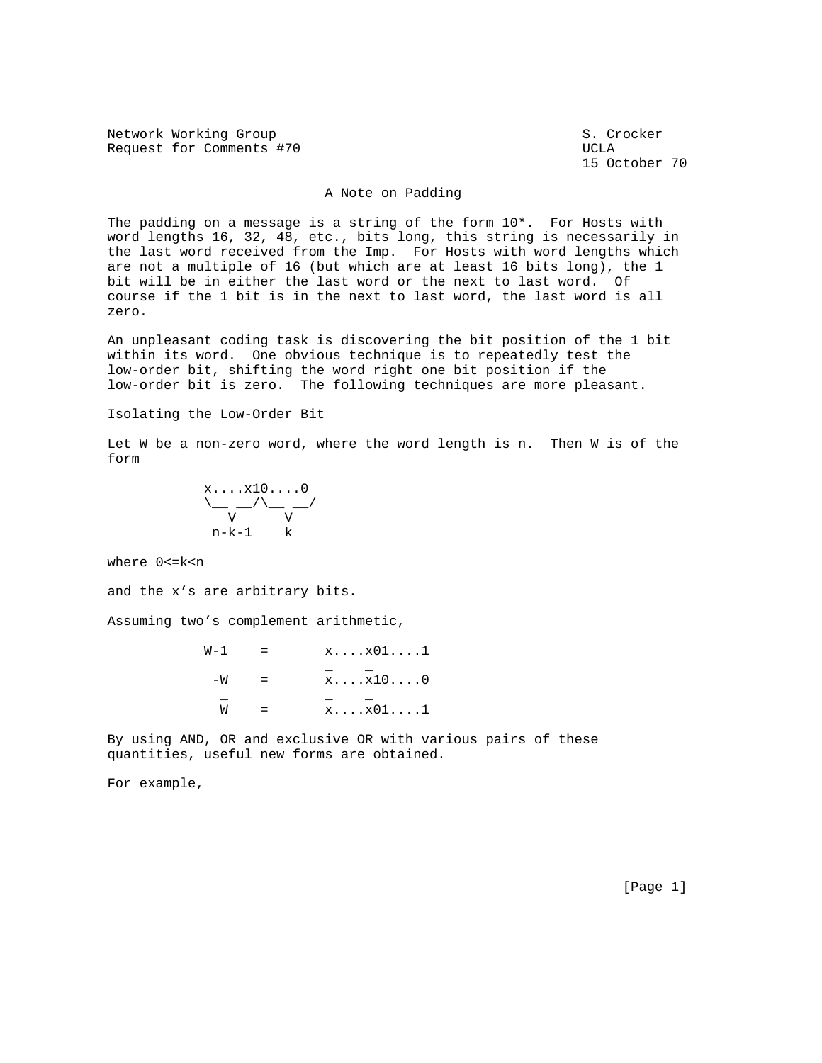Network Working Group S. Crocker
Request for Comments #70 UCLA
15 October 70

# A Note on Padding

The padding on a message is a string of the form 10*. For Hosts with word lengths 16, 32, 48, etc., bits long, this string is necessarily in the last word received from the Imp. For Hosts with word lengths which are not a multiple of 16 (but which are at least 16 bits long), the 1 bit will be in either the last word or the next to last word. Of course if the 1 bit is in the next to last word, the last word is all zero.

An unpleasant coding task is discovering the bit position of the 1 bit within its word. One obvious technique is to repeatedly test the low-order bit, shifting the word right one bit position if the low-order bit is zero. The following techniques are more pleasant.

## Isolating the Low-Order Bit

Let W be a non-zero word, where the word length is n. Then W is of the form

```
x....x10....0
\__ __/\__ __/
   V      V
 n-k-1    k
```

where 0<=k<n

and the x's are arbitrary bits.

Assuming two's complement arithmetic,

$$W-1 = x....x01....1$$

$$-W = \bar{x}....\bar{x}10....0$$

$$\bar{W} = \bar{x}....\bar{x}01....1$$

By using AND, OR and exclusive OR with various pairs of these quantities, useful new forms are obtained.

For example,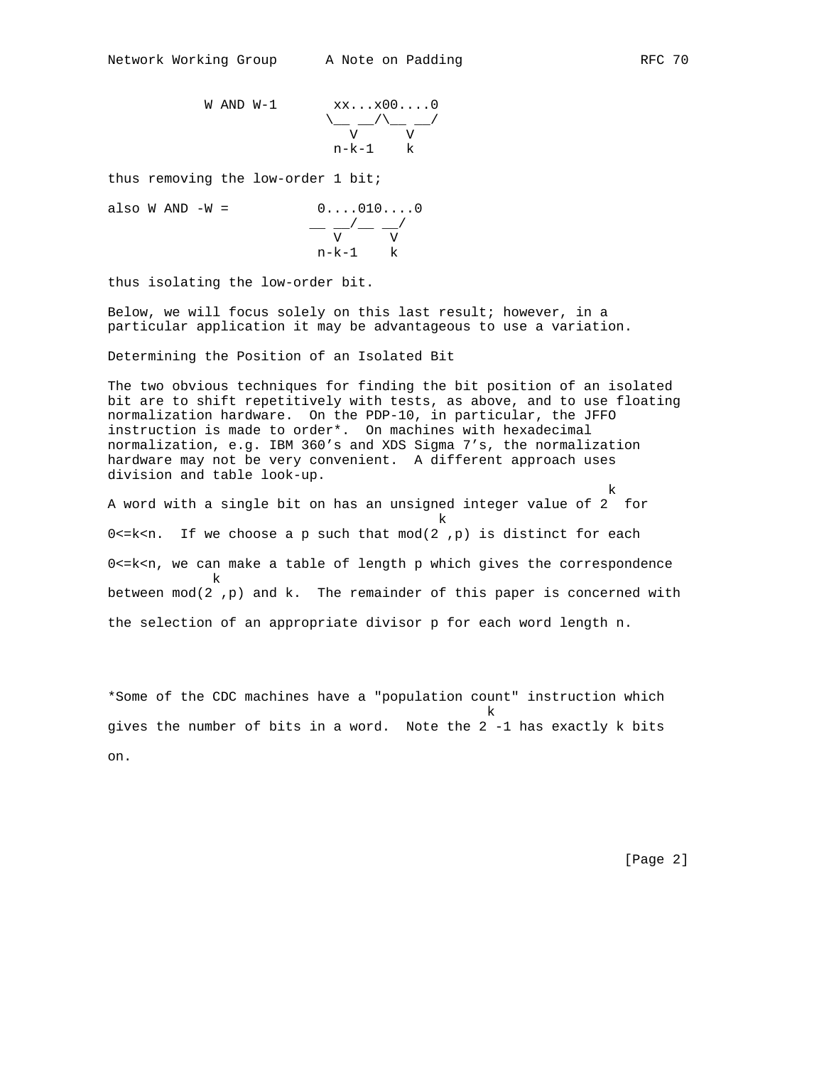```
          W AND W-1       xx...x00....0
                         \__ __/\__ __/
                            V      V
                          n-k-1    k
```

thus removing the low-order 1 bit;

```
also W AND -W =          0....010....0
                        __ __/__ __/
                           V      V
                         n-k-1    k
```

thus isolating the low-order bit.

Below, we will focus solely on this last result; however, in a particular application it may be advantageous to use a variation.

Determining the Position of an Isolated Bit

The two obvious techniques for finding the bit position of an isolated bit are to shift repetitively with tests, as above, and to use floating normalization hardware. On the PDP-10, in particular, the JFFO instruction is made to order*. On machines with hexadecimal normalization, e.g. IBM 360's and XDS Sigma 7's, the normalization hardware may not be very convenient. A different approach uses division and table look-up.

A word with a single bit on has an unsigned integer value of $2^k$ for $0<=k<n$. If we choose a p such that $mod(2^k,p)$ is distinct for each $0<=k<n$, we can make a table of length p which gives the correspondence between $mod(2^k,p)$ and k. The remainder of this paper is concerned with the selection of an appropriate divisor p for each word length n.

*Some of the CDC machines have a "population count" instruction which gives the number of bits in a word. Note the $2^k-1$ has exactly k bits on.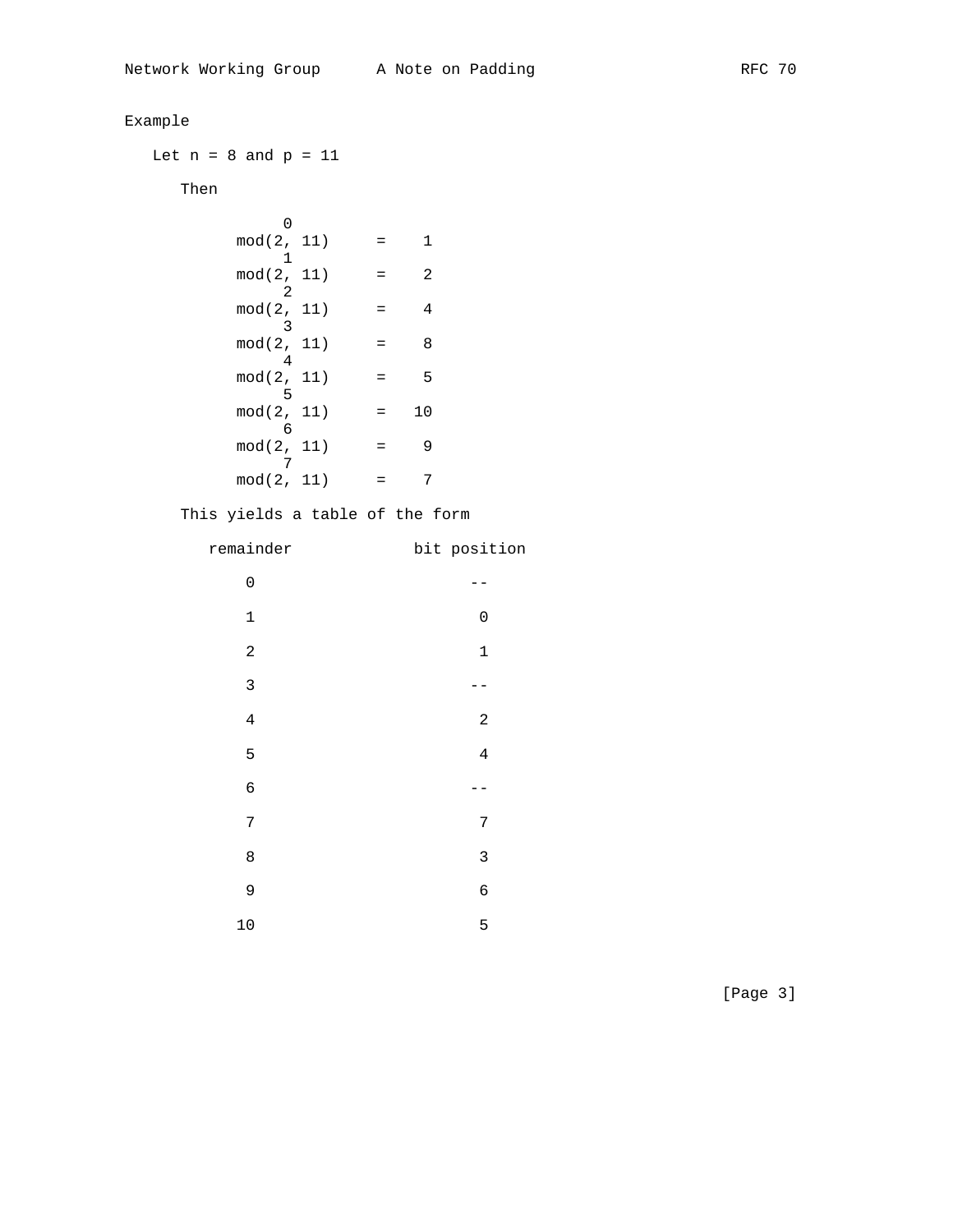Example

Let n = 8 and p = 11

Then

$$\text{mod}(2^0, 11) = 1$$
$$\text{mod}(2^1, 11) = 2$$
$$\text{mod}(2^2, 11) = 4$$
$$\text{mod}(2^3, 11) = 8$$
$$\text{mod}(2^4, 11) = 5$$
$$\text{mod}(2^5, 11) = 10$$
$$\text{mod}(2^6, 11) = 9$$
$$\text{mod}(2^7, 11) = 7$$

This yields a table of the form

| remainder | bit position |
|---|---|
| 0 | -- |
| 1 | 0 |
| 2 | 1 |
| 3 | -- |
| 4 | 2 |
| 5 | 4 |
| 6 | -- |
| 7 | 7 |
| 8 | 3 |
| 9 | 6 |
| 10 | 5 |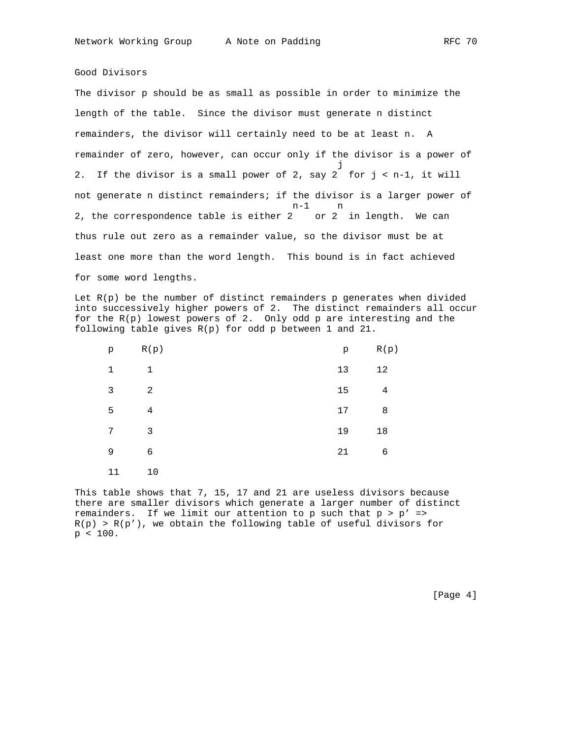## Good Divisors

The divisor p should be as small as possible in order to minimize the length of the table. Since the divisor must generate n distinct remainders, the divisor will certainly need to be at least n. A remainder of zero, however, can occur only if the divisor is a power of 2. If the divisor is a small power of 2, say $2^j$ for $j < n-1$, it will not generate n distinct remainders; if the divisor is a larger power of 2, the correspondence table is either $2^{n-1}$ or $2^n$ in length. We can thus rule out zero as a remainder value, so the divisor must be at least one more than the word length. This bound is in fact achieved for some word lengths.

Let R(p) be the number of distinct remainders p generates when divided into successively higher powers of 2. The distinct remainders all occur for the R(p) lowest powers of 2. Only odd p are interesting and the following table gives R(p) for odd p between 1 and 21.

| p | R(p) | p | R(p) |
|---|---|---|---|
| 1 | 1 | 13 | 12 |
| 3 | 2 | 15 | 4 |
| 5 | 4 | 17 | 8 |
| 7 | 3 | 19 | 18 |
| 9 | 6 | 21 | 6 |
| 11 | 10 | | |

This table shows that 7, 15, 17 and 21 are useless divisors because there are smaller divisors which generate a larger number of distinct remainders. If we limit our attention to p such that $p > p' \Rightarrow R(p) > R(p')$, we obtain the following table of useful divisors for $p < 100$.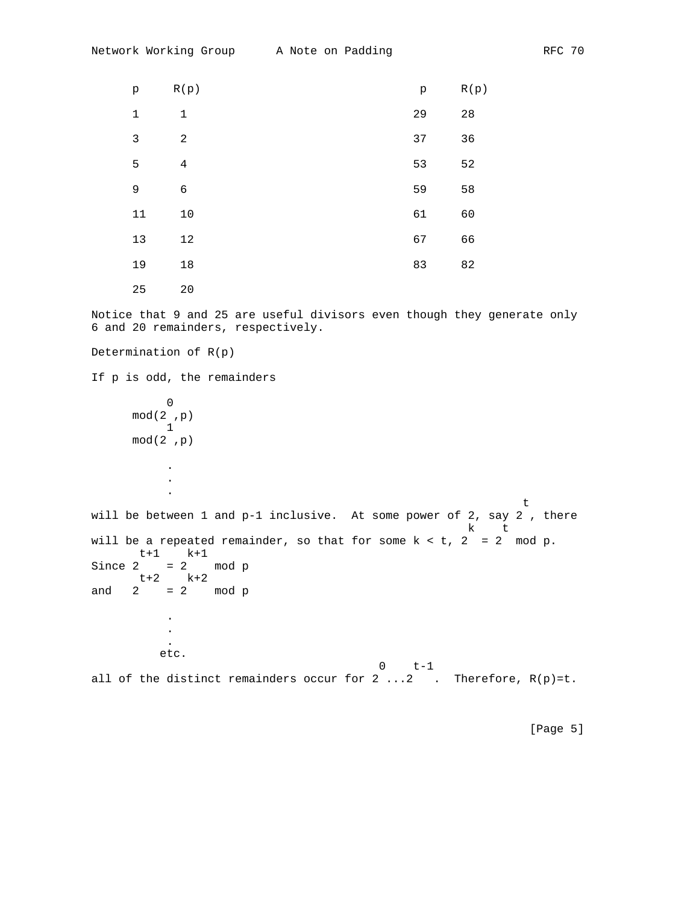| p | R(p) | p | R(p) |
|---|---|---|---|
| 1 | 1 | 29 | 28 |
| 3 | 2 | 37 | 36 |
| 5 | 4 | 53 | 52 |
| 9 | 6 | 59 | 58 |
| 11 | 10 | 61 | 60 |
| 13 | 12 | 67 | 66 |
| 19 | 18 | 83 | 82 |
| 25 | 20 | | |

Notice that 9 and 25 are useful divisors even though they generate only 6 and 20 remainders, respectively.

Determination of R(p)

If p is odd, the remainders

$$\mathrm{mod}(2^0,p)$$
$$\mathrm{mod}(2^1,p)$$
$$\vdots$$

will be between 1 and p-1 inclusive. At some power of 2, say $2^t$, there will be a repeated remainder, so that for some k < t, $2^k = 2^t \bmod p$.

Since $2^{t+1} = 2^{k+1} \bmod p$

and $2^{t+2} = 2^{k+2} \bmod p$

$$\vdots$$
etc.

all of the distinct remainders occur for $2^0 \ldots 2^{t-1}$. Therefore, R(p)=t.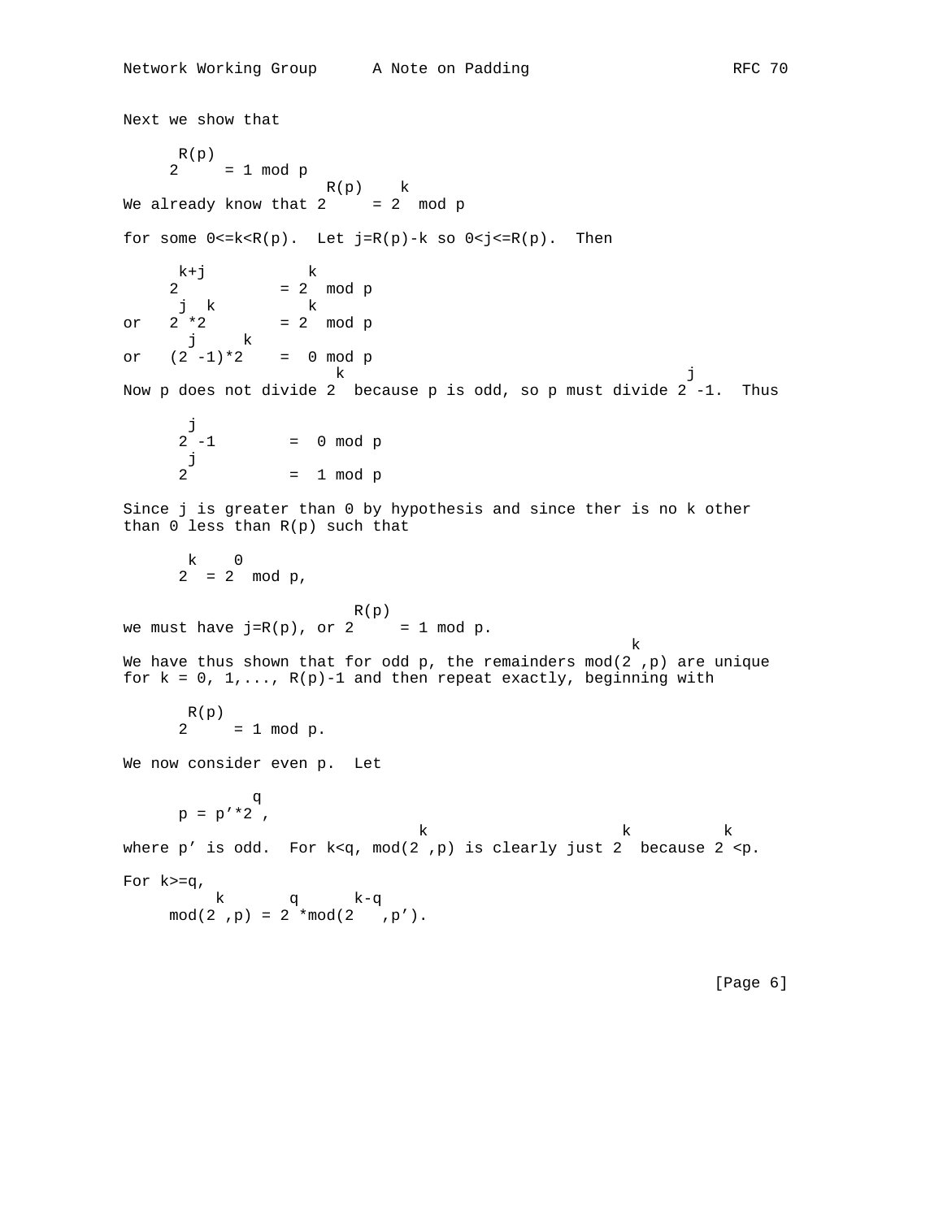Next we show that

$$2^{R(p)} = 1 \bmod p$$

We already know that $2^{R(p)} = 2^k \bmod p$

for some $0<=k<R(p)$. Let $j=R(p)-k$ so $0<j<=R(p)$. Then

$$2^{k+j} = 2^k \bmod p$$

or $$2^j*2^k = 2^k \bmod p$$

or $$(2^j-1)*2^k = 0 \bmod p$$

Now p does not divide $2^k$ because p is odd, so p must divide $2^j-1$. Thus

$$2^j-1 = 0 \bmod p$$

$$2^j = 1 \bmod p$$

Since j is greater than 0 by hypothesis and since ther is no k other than 0 less than R(p) such that

$$2^k = 2^0 \bmod p,$$

we must have $j=R(p)$, or $2^{R(p)} = 1 \bmod p$.

We have thus shown that for odd p, the remainders $\bmod(2^k,p)$ are unique for k = 0, 1,..., R(p)-1 and then repeat exactly, beginning with

$$2^{R(p)} = 1 \bmod p.$$

We now consider even p. Let

$$p = p'*2^q,$$

where p' is odd. For $k<q$, $\bmod(2^k,p)$ is clearly just $2^k$ because $2^k<p$.

For $k>=q$,

$$\bmod(2^k,p) = 2^q*\bmod(2^{k-q},p').$$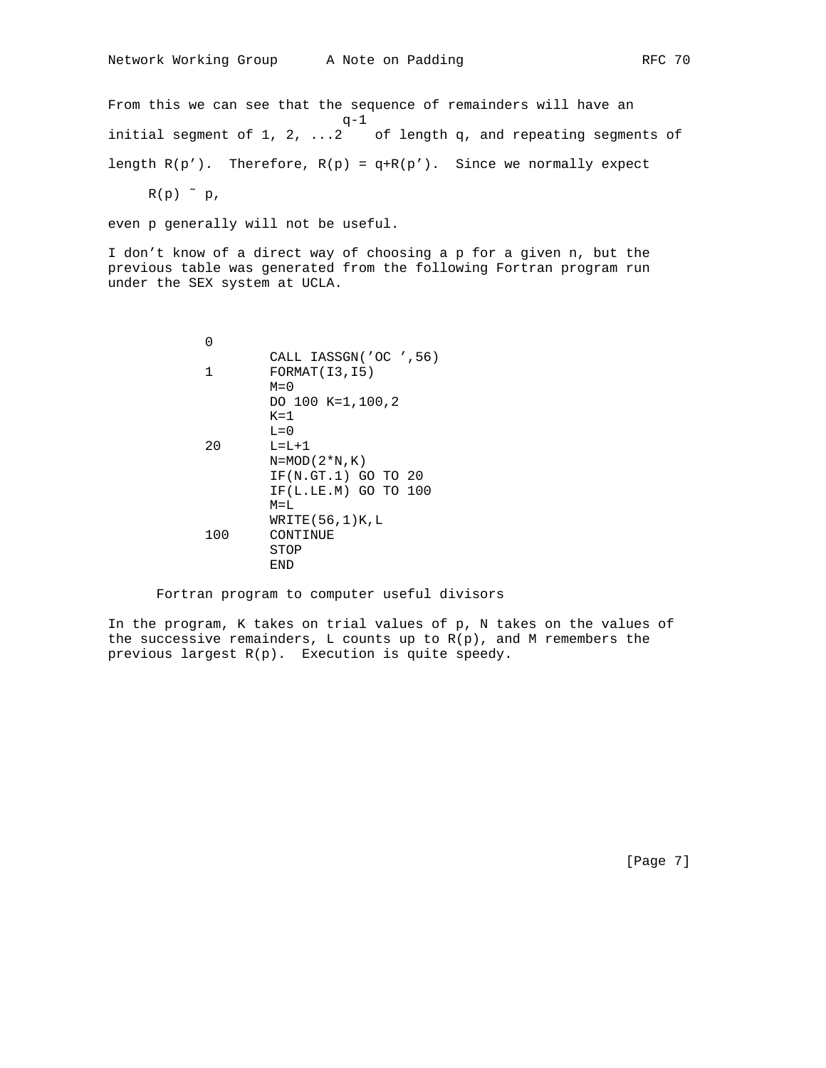From this we can see that the sequence of remainders will have an initial segment of 1, 2, ...$2^{q-1}$ of length q, and repeating segments of length R(p'). Therefore, R(p) = q+R(p'). Since we normally expect

$$R(p) \sim p,$$

even p generally will not be useful.

I don't know of a direct way of choosing a p for a given n, but the previous table was generated from the following Fortran program run under the SEX system at UCLA.

```
      0
            CALL IASSGN('OC ',56)
      1     FORMAT(I3,I5)
            M=0
            DO 100 K=1,100,2
            K=1
            L=0
      20    L=L+1
            N=MOD(2*N,K)
            IF(N.GT.1) GO TO 20
            IF(L.LE.M) GO TO 100
            M=L
            WRITE(56,1)K,L
      100   CONTINUE
            STOP
            END
```

Fortran program to computer useful divisors

In the program, K takes on trial values of p, N takes on the values of the successive remainders, L counts up to R(p), and M remembers the previous largest R(p). Execution is quite speedy.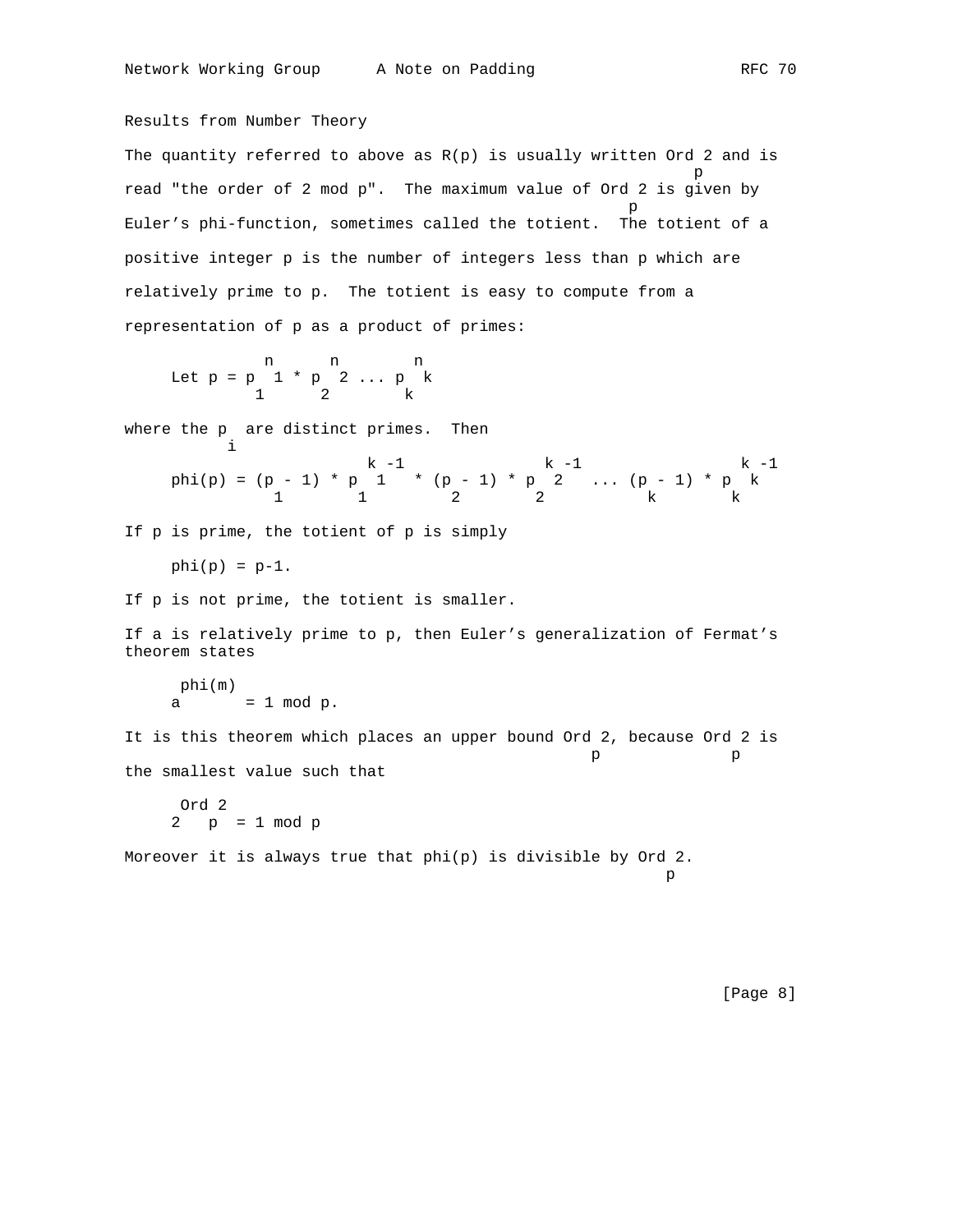## Results from Number Theory

The quantity referred to above as R(p) is usually written $Ord_p 2$ and is read "the order of 2 mod p". The maximum value of $Ord_p 2$ is given by Euler's phi-function, sometimes called the totient. The totient of a positive integer p is the number of integers less than p which are relatively prime to p. The totient is easy to compute from a representation of p as a product of primes:

$$\text{Let } p = p_1^{n_1} * p_2^{n_2} \ldots p_k^{n_k}$$

where the $p_i$ are distinct primes. Then

$$phi(p) = (p_1 - 1) * p_1^{k_1 - 1} * (p_2 - 1) * p_2^{k_2 - 1} \ldots (p_k - 1) * p_k^{k_k - 1}$$

If p is prime, the totient of p is simply

$$phi(p) = p-1.$$

If p is not prime, the totient is smaller.

If a is relatively prime to p, then Euler's generalization of Fermat's theorem states

$$a^{phi(m)} = 1 \text{ mod } p.$$

It is this theorem which places an upper bound $Ord_p 2$, because $Ord_p 2$ is the smallest value such that

$$2^{Ord_p 2} = 1 \text{ mod } p$$

Moreover it is always true that phi(p) is divisible by $Ord_p 2$.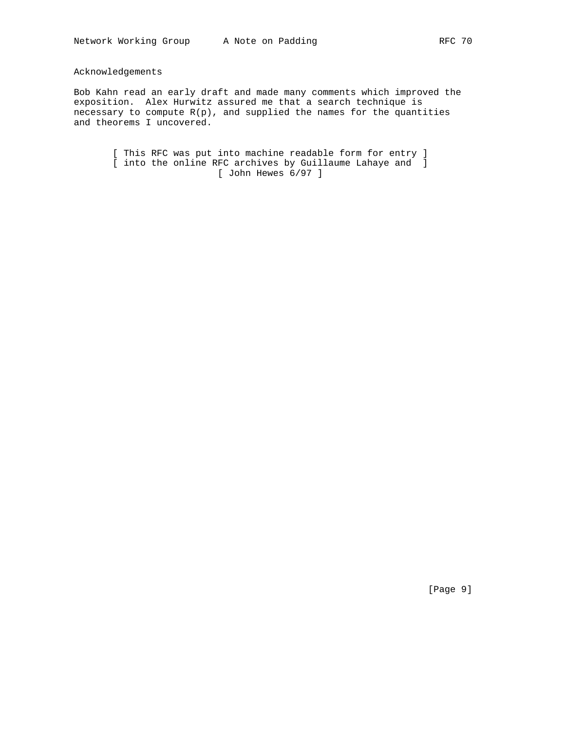## Acknowledgements

Bob Kahn read an early draft and made many comments which improved the exposition. Alex Hurwitz assured me that a search technique is necessary to compute R(p), and supplied the names for the quantities and theorems I uncovered.

[ This RFC was put into machine readable form for entry ]
[ into the online RFC archives by Guillaume Lahaye and ]
[ John Hewes 6/97 ]